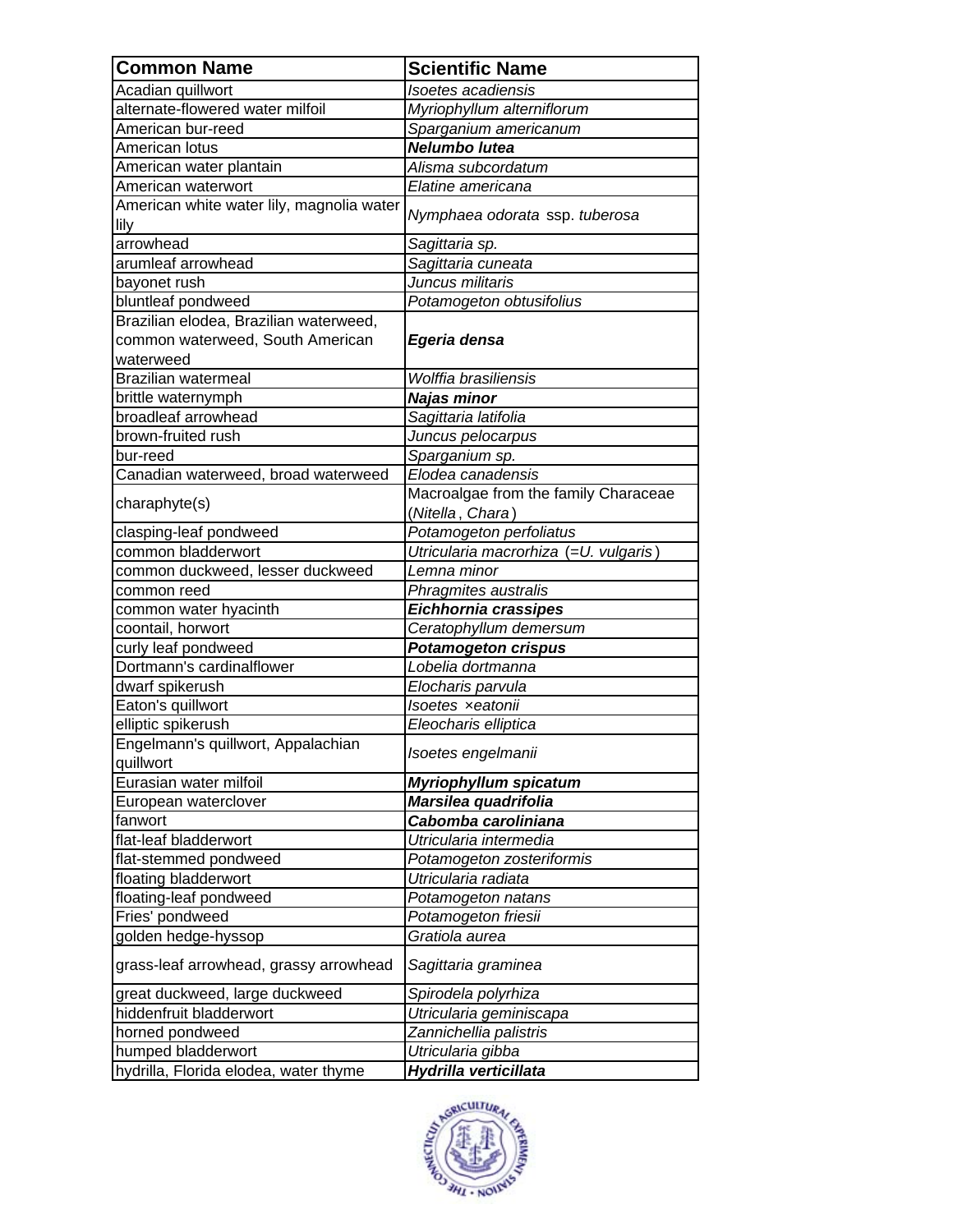| Common Name | Scientific Name |
|---|---|
| Acadian quillwort | *Isoetes acadiensis* |
| alternate-flowered water milfoil | *Myriophyllum alterniflorum* |
| American bur-reed | *Sparganium americanum* |
| American lotus | ***Nelumbo lutea*** |
| American water plantain | *Alisma subcordatum* |
| American waterwort | *Elatine americana* |
| American white water lily, magnolia water lily | *Nymphaea odorata* ssp. *tuberosa* |
| arrowhead | *Sagittaria sp.* |
| arumleaf arrowhead | *Sagittaria cuneata* |
| bayonet rush | *Juncus militaris* |
| bluntleaf pondweed | *Potamogeton obtusifolius* |
| Brazilian elodea, Brazilian waterweed, common waterweed, South American waterweed | ***Egeria densa*** |
| Brazilian watermeal | *Wolffia brasiliensis* |
| brittle waternymph | ***Najas minor*** |
| broadleaf arrowhead | *Sagittaria latifolia* |
| brown-fruited rush | *Juncus pelocarpus* |
| bur-reed | *Sparganium sp.* |
| Canadian waterweed, broad waterweed | *Elodea canadensis* |
| charaphyte(s) | Macroalgae from the family Characeae (*Nitella*, *Chara*) |
| clasping-leaf pondweed | *Potamogeton perfoliatus* |
| common bladderwort | *Utricularia macrorhiza* (=*U. vulgaris*) |
| common duckweed, lesser duckweed | *Lemna minor* |
| common reed | *Phragmites australis* |
| common water hyacinth | ***Eichhornia crassipes*** |
| coontail, horwort | *Ceratophyllum demersum* |
| curly leaf pondweed | ***Potamogeton crispus*** |
| Dortmann's cardinalflower | *Lobelia dortmanna* |
| dwarf spikerush | *Elocharis parvula* |
| Eaton's quillwort | *Isoetes ×eatonii* |
| elliptic spikerush | *Eleocharis elliptica* |
| Engelmann's quillwort, Appalachian quillwort | *Isoetes engelmanii* |
| Eurasian water milfoil | ***Myriophyllum spicatum*** |
| European waterclover | ***Marsilea quadrifolia*** |
| fanwort | ***Cabomba caroliniana*** |
| flat-leaf bladderwort | *Utricularia intermedia* |
| flat-stemmed pondweed | *Potamogeton zosteriformis* |
| floating bladderwort | *Utricularia radiata* |
| floating-leaf pondweed | *Potamogeton natans* |
| Fries' pondweed | *Potamogeton friesii* |
| golden hedge-hyssop | *Gratiola aurea* |
| grass-leaf arrowhead, grassy arrowhead | *Sagittaria graminea* |
| great duckweed, large duckweed | *Spirodela polyrhiza* |
| hiddenfruit bladderwort | *Utricularia geminiscapa* |
| horned pondweed | *Zannichellia palistris* |
| humped bladderwort | *Utricularia gibba* |
| hydrilla, Florida elodea, water thyme | ***Hydrilla verticillata*** |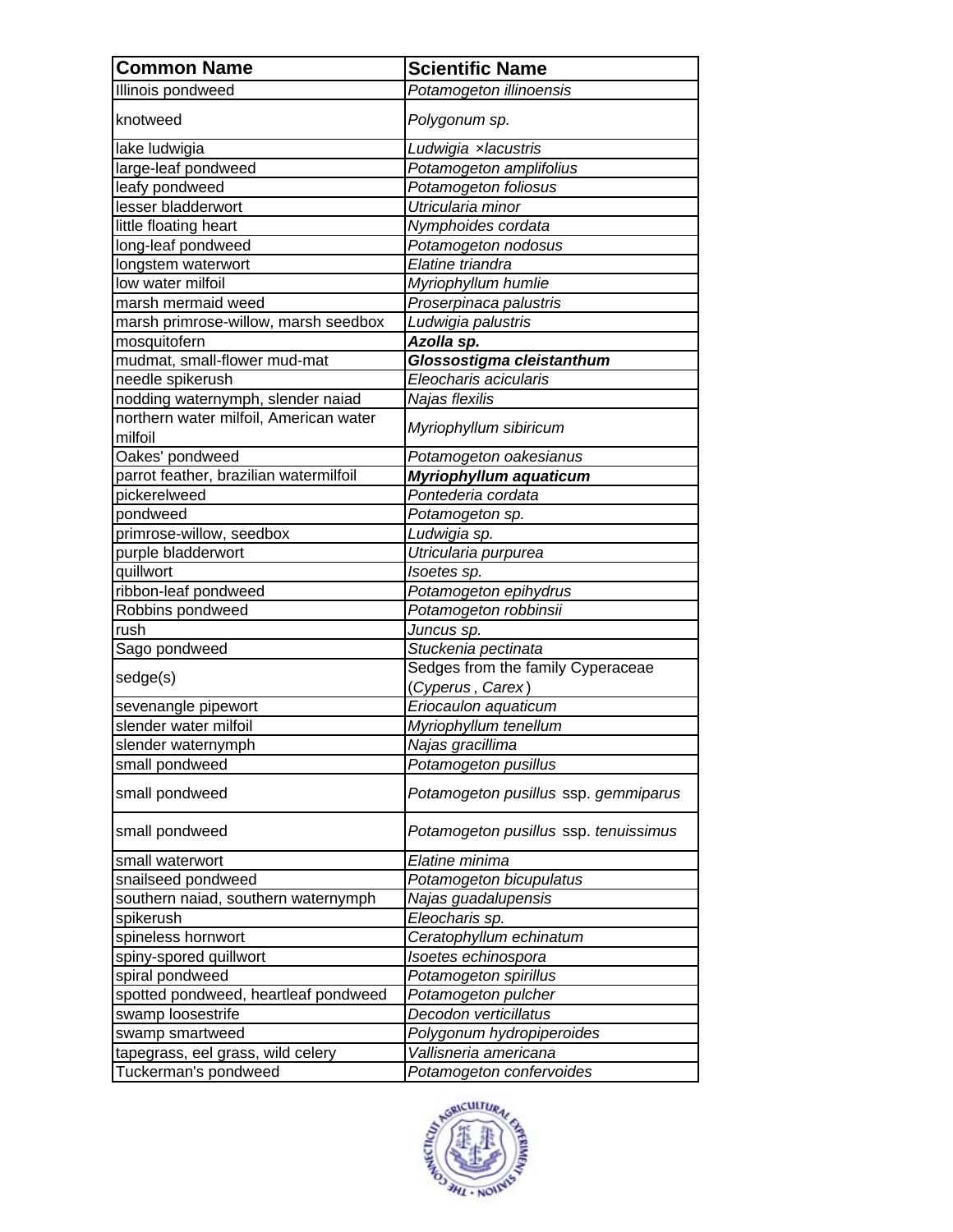| Common Name | Scientific Name |
|---|---|
| Illinois pondweed | *Potamogeton illinoensis* |
| knotweed | *Polygonum sp.* |
| lake ludwigia | *Ludwigia ×lacustris* |
| large-leaf pondweed | *Potamogeton amplifolius* |
| leafy pondweed | *Potamogeton foliosus* |
| lesser bladderwort | *Utricularia minor* |
| little floating heart | *Nymphoides cordata* |
| long-leaf pondweed | *Potamogeton nodosus* |
| longstem waterwort | *Elatine triandra* |
| low water milfoil | *Myriophyllum humlie* |
| marsh mermaid weed | *Proserpinaca palustris* |
| marsh primrose-willow, marsh seedbox | *Ludwigia palustris* |
| mosquitofern | ***Azolla sp.*** |
| mudmat, small-flower mud-mat | ***Glossostigma cleistanthum*** |
| needle spikerush | *Eleocharis acicularis* |
| nodding waternymph, slender naiad | *Najas flexilis* |
| northern water milfoil, American water milfoil | *Myriophyllum sibiricum* |
| Oakes' pondweed | *Potamogeton oakesianus* |
| parrot feather, brazilian watermilfoil | ***Myriophyllum aquaticum*** |
| pickerelweed | *Pontederia cordata* |
| pondweed | *Potamogeton sp.* |
| primrose-willow, seedbox | *Ludwigia sp.* |
| purple bladderwort | *Utricularia purpurea* |
| quillwort | *Isoetes sp.* |
| ribbon-leaf pondweed | *Potamogeton epihydrus* |
| Robbins pondweed | *Potamogeton robbinsii* |
| rush | *Juncus sp.* |
| Sago pondweed | *Stuckenia pectinata* |
| sedge(s) | Sedges from the family Cyperaceae (*Cyperus*, *Carex*) |
| sevenangle pipewort | *Eriocaulon aquaticum* |
| slender water milfoil | *Myriophyllum tenellum* |
| slender waternymph | *Najas gracillima* |
| small pondweed | *Potamogeton pusillus* |
| small pondweed | *Potamogeton pusillus* ssp. *gemmiparus* |
| small pondweed | *Potamogeton pusillus* ssp. *tenuissimus* |
| small waterwort | *Elatine minima* |
| snailseed pondweed | *Potamogeton bicupulatus* |
| southern naiad, southern waternymph | *Najas guadalupensis* |
| spikerush | *Eleocharis sp.* |
| spineless hornwort | *Ceratophyllum echinatum* |
| spiny-spored quillwort | *Isoetes echinospora* |
| spiral pondweed | *Potamogeton spirillus* |
| spotted pondweed, heartleaf pondweed | *Potamogeton pulcher* |
| swamp loosestrife | *Decodon verticillatus* |
| swamp smartweed | *Polygonum hydropiperoides* |
| tapegrass, eel grass, wild celery | *Vallisneria americana* |
| Tuckerman's pondweed | *Potamogeton confervoides* |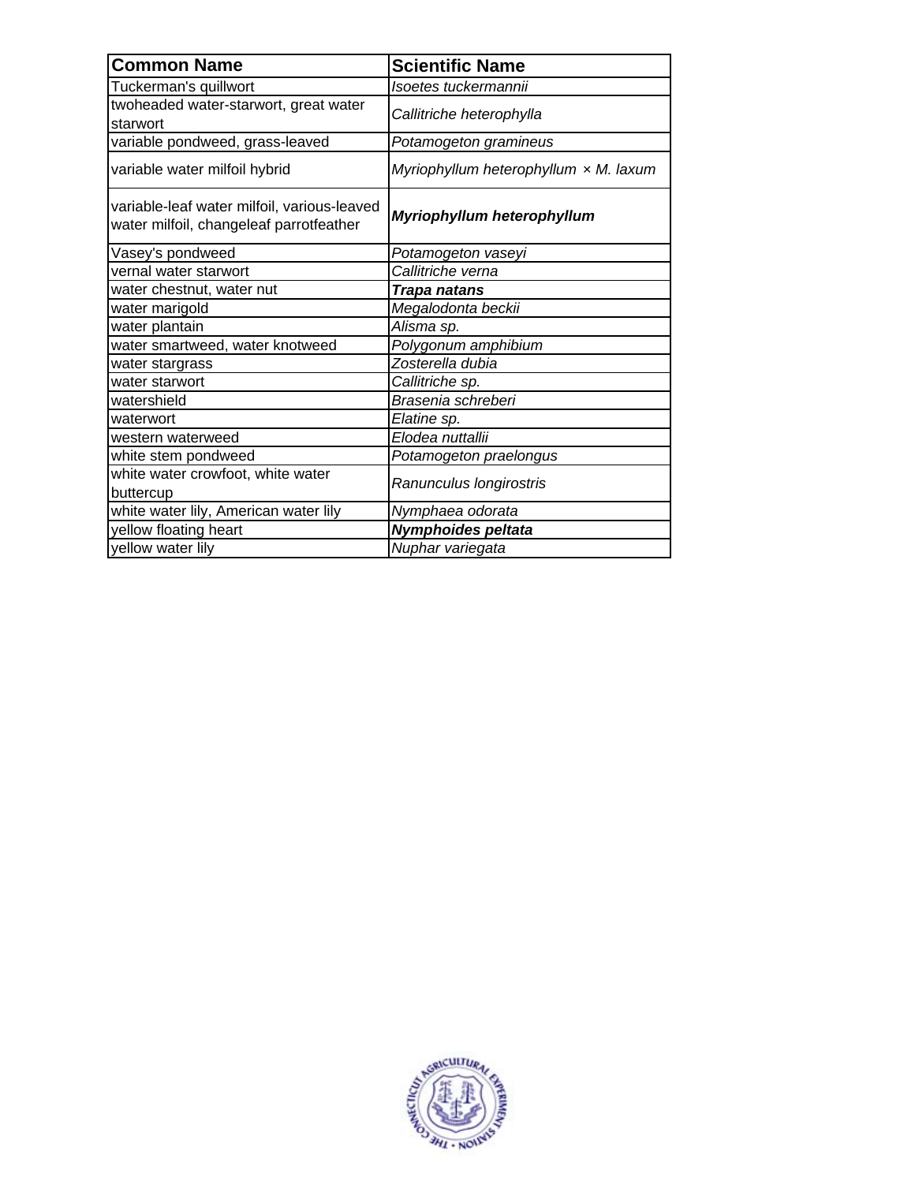| Common Name | Scientific Name |
|---|---|
| Tuckerman's quillwort | *Isoetes tuckermannii* |
| twoheaded water-starwort, great water starwort | *Callitriche heterophylla* |
| variable pondweed, grass-leaved | *Potamogeton gramineus* |
| variable water milfoil hybrid | *Myriophyllum heterophyllum × M. laxum* |
| variable-leaf water milfoil, various-leaved water milfoil, changeleaf parrotfeather | ***Myriophyllum heterophyllum*** |
| Vasey's pondweed | *Potamogeton vaseyi* |
| vernal water starwort | *Callitriche verna* |
| water chestnut, water nut | ***Trapa natans*** |
| water marigold | *Megalodonta beckii* |
| water plantain | *Alisma sp.* |
| water smartweed, water knotweed | *Polygonum amphibium* |
| water stargrass | *Zosterella dubia* |
| water starwort | *Callitriche sp.* |
| watershield | *Brasenia schreberi* |
| waterwort | *Elatine sp.* |
| western waterweed | *Elodea nuttallii* |
| white stem pondweed | *Potamogeton praelongus* |
| white water crowfoot, white water buttercup | *Ranunculus longirostris* |
| white water lily, American water lily | *Nymphaea odorata* |
| yellow floating heart | ***Nymphoides peltata*** |
| yellow water lily | *Nuphar variegata* |